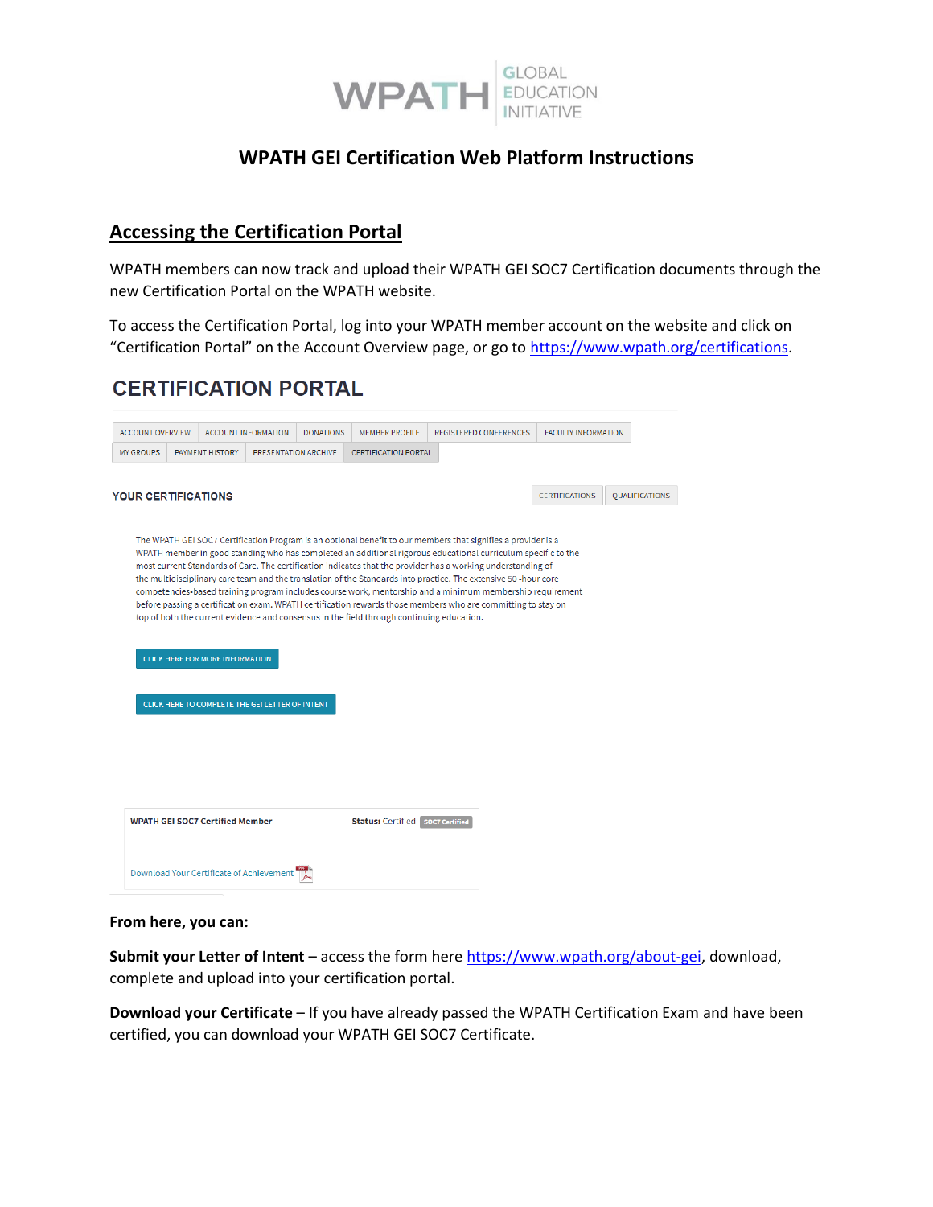WPATH | GLOBAL EDUCATION INITIATIVE

# WPATH GEI Certification Web Platform Instructions

## Accessing the Certification Portal

WPATH members can now track and upload their WPATH GEI SOC7 Certification documents through the new Certification Portal on the WPATH website.

To access the Certification Portal, log into your WPATH member account on the website and click on "Certification Portal" on the Account Overview page, or go to https://www.wpath.org/certifications.

### CERTIFICATION PORTAL

ACCOUNT OVERVIEW | ACCOUNT INFORMATION | DONATIONS | MEMBER PROFILE | REGISTERED CONFERENCES | FACULTY INFORMATION
MY GROUPS | PAYMENT HISTORY | PRESENTATION ARCHIVE | CERTIFICATION PORTAL

**YOUR CERTIFICATIONS** — CERTIFICATIONS | QUALIFICATIONS

The WPATH GEI SOC7 Certification Program is an optional benefit to our members that signifies a provider is a WPATH member in good standing who has completed an additional rigorous educational curriculum specific to the most current Standards of Care. The certification indicates that the provider has a working understanding of the multidisciplinary care team and the translation of the Standards into practice. The extensive 50-hour core competencies-based training program includes course work, mentorship and a minimum membership requirement before passing a certification exam. WPATH certification rewards those members who are committing to stay on top of both the current evidence and consensus in the field through continuing education.

CLICK HERE FOR MORE INFORMATION

CLICK HERE TO COMPLETE THE GEI LETTER OF INTENT

**WPATH GEI SOC7 Certified Member** — **Status:** Certified (SOC7 Certified)

Download Your Certificate of Achievement

**From here, you can:**

**Submit your Letter of Intent** – access the form here https://www.wpath.org/about-gei, download, complete and upload into your certification portal.

**Download your Certificate** – If you have already passed the WPATH Certification Exam and have been certified, you can download your WPATH GEI SOC7 Certificate.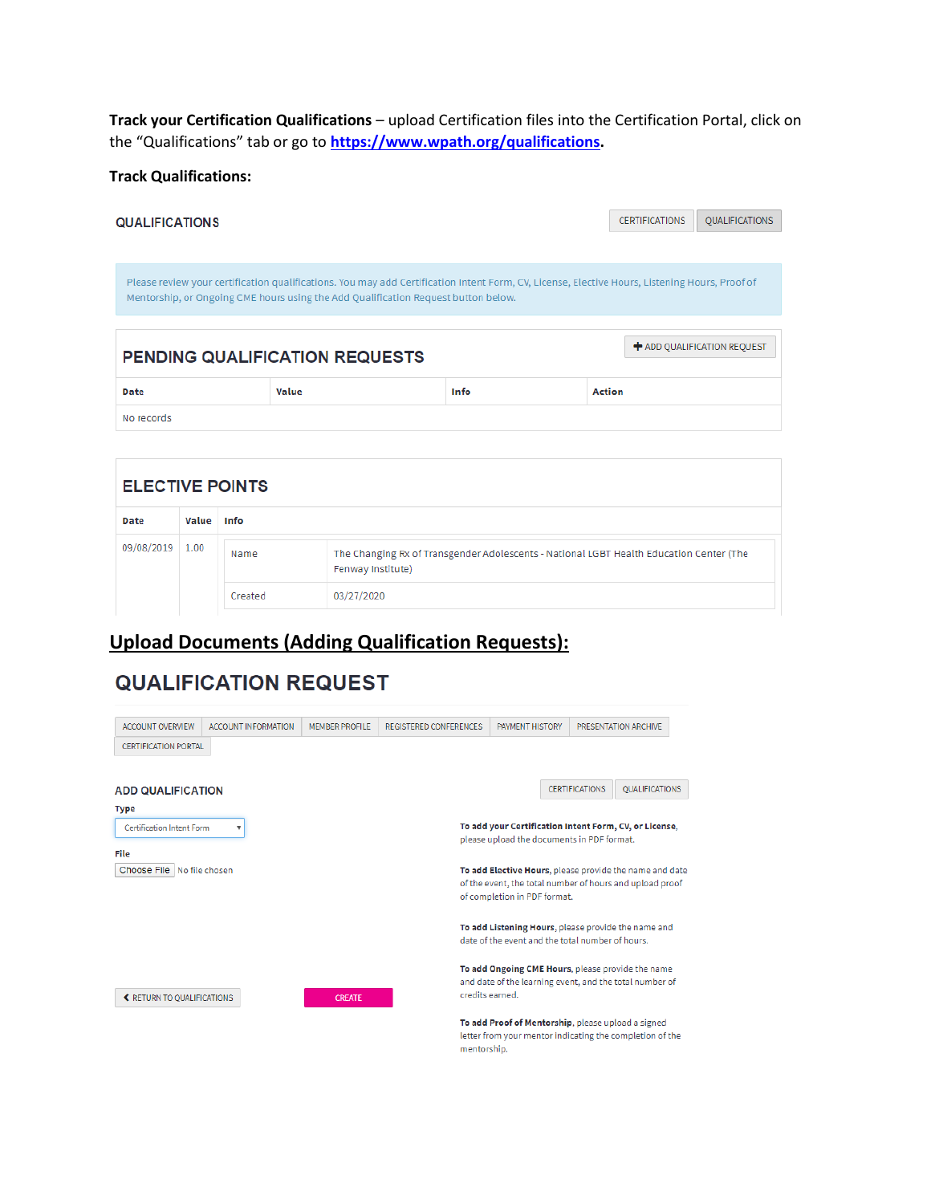**Track your Certification Qualifications** – upload Certification files into the Certification Portal, click on the "Qualifications" tab or go to **[https://www.wpath.org/qualifications](https://www.wpath.org/qualifications)**.

**Track Qualifications:**

QUALIFICATIONS

CERTIFICATIONS | QUALIFICATIONS

Please review your certification qualifications. You may add Certification Intent Form, CV, License, Elective Hours, Listening Hours, Proof of Mentorship, or Ongoing CME hours using the Add Qualification Request button below.

## PENDING QUALIFICATION REQUESTS

+ ADD QUALIFICATION REQUEST

| Date | Value | Info | Action |
|---|---|---|---|
| No records | | | |

## ELECTIVE POINTS

| Date | Value | Info | |
|---|---|---|---|
| 09/08/2019 | 1.00 | Name | The Changing Rx of Transgender Adolescents - National LGBT Health Education Center (The Fenway Institute) |
| | | Created | 03/27/2020 |

## Upload Documents (Adding Qualification Requests):

## QUALIFICATION REQUEST

ACCOUNT OVERVIEW | ACCOUNT INFORMATION | MEMBER PROFILE | REGISTERED CONFERENCES | PAYMENT HISTORY | PRESENTATION ARCHIVE | CERTIFICATION PORTAL

### ADD QUALIFICATION

CERTIFICATIONS | QUALIFICATIONS

**Type**

Certification Intent Form

**File**

Choose File No file chosen

RETURN TO QUALIFICATIONS

CREATE

**To add your Certification Intent Form, CV, or License**, please upload the documents in PDF format.

**To add Elective Hours**, please provide the name and date of the event, the total number of hours and upload proof of completion in PDF format.

**To add Listening Hours**, please provide the name and date of the event and the total number of hours.

**To add Ongoing CME Hours**, please provide the name and date of the learning event, and the total number of credits earned.

**To add Proof of Mentorship**, please upload a signed letter from your mentor indicating the completion of the mentorship.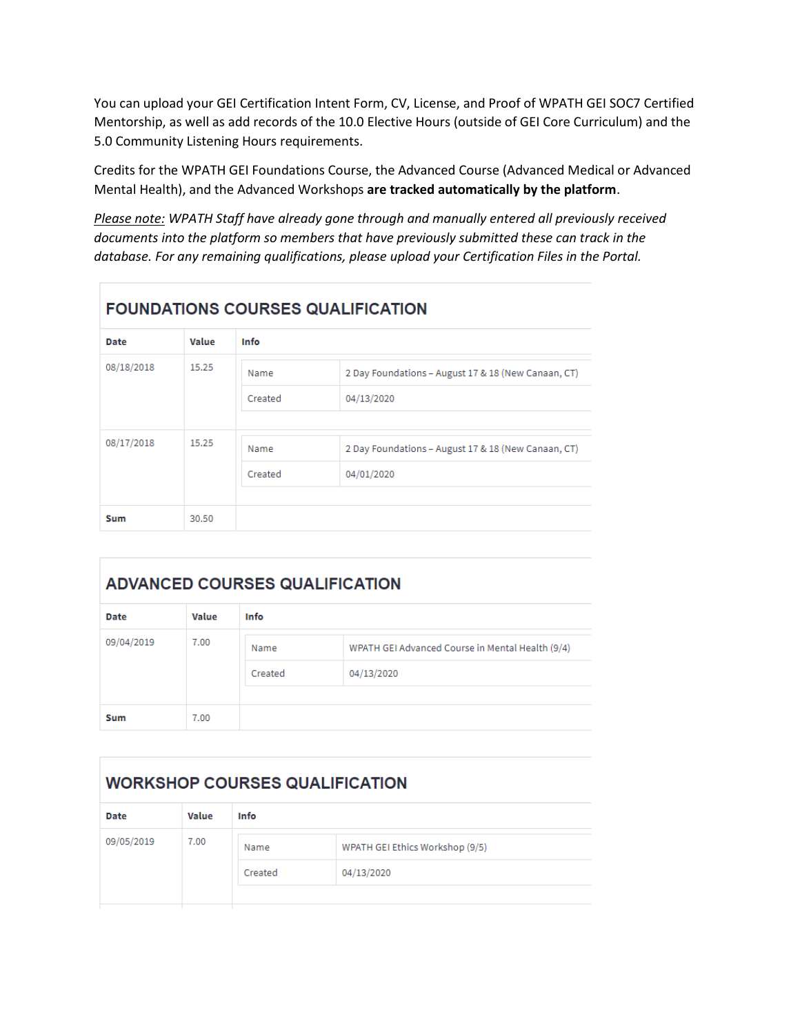You can upload your GEI Certification Intent Form, CV, License, and Proof of WPATH GEI SOC7 Certified Mentorship, as well as add records of the 10.0 Elective Hours (outside of GEI Core Curriculum) and the 5.0 Community Listening Hours requirements.

Credits for the WPATH GEI Foundations Course, the Advanced Course (Advanced Medical or Advanced Mental Health), and the Advanced Workshops **are tracked automatically by the platform**.

*<u>Please note:</u> WPATH Staff have already gone through and manually entered all previously received documents into the platform so members that have previously submitted these can track in the database. For any remaining qualifications, please upload your Certification Files in the Portal.*

## FOUNDATIONS COURSES QUALIFICATION

| Date | Value | Info | |
|---|---|---|---|
| 08/18/2018 | 15.25 | Name | 2 Day Foundations – August 17 & 18 (New Canaan, CT) |
| | | Created | 04/13/2020 |
| 08/17/2018 | 15.25 | Name | 2 Day Foundations – August 17 & 18 (New Canaan, CT) |
| | | Created | 04/01/2020 |
| **Sum** | 30.50 | | |

## ADVANCED COURSES QUALIFICATION

| Date | Value | Info | |
|---|---|---|---|
| 09/04/2019 | 7.00 | Name | WPATH GEI Advanced Course in Mental Health (9/4) |
| | | Created | 04/13/2020 |
| **Sum** | 7.00 | | |

## WORKSHOP COURSES QUALIFICATION

| Date | Value | Info | |
|---|---|---|---|
| 09/05/2019 | 7.00 | Name | WPATH GEI Ethics Workshop (9/5) |
| | | Created | 04/13/2020 |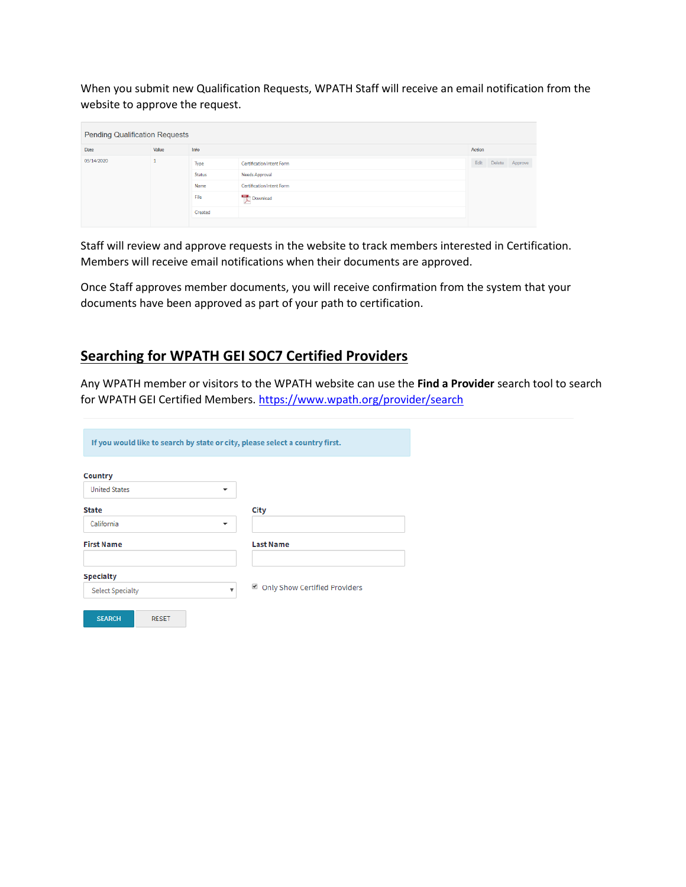When you submit new Qualification Requests, WPATH Staff will receive an email notification from the website to approve the request.

Pending Qualification Requests

| Date | Value | Info | | Action |
|---|---|---|---|---|
| 05/14/2020 | 1 | Type | Certification Intent Form | Edit Delete Approve |
| | | Status | Needs Approval | |
| | | Name | Certification Intent Form | |
| | | File | Download | |
| | | Created | | |

Staff will review and approve requests in the website to track members interested in Certification. Members will receive email notifications when their documents are approved.

Once Staff approves member documents, you will receive confirmation from the system that your documents have been approved as part of your path to certification.

## Searching for WPATH GEI SOC7 Certified Providers

Any WPATH member or visitors to the WPATH website can use the **Find a Provider** search tool to search for WPATH GEI Certified Members. https://www.wpath.org/provider/search

**If you would like to search by state or city, please select a country first.**

Country
United States

State
California

City

First Name

Last Name

Specialty
Select Specialty

Only Show Certified Providers

SEARCH RESET